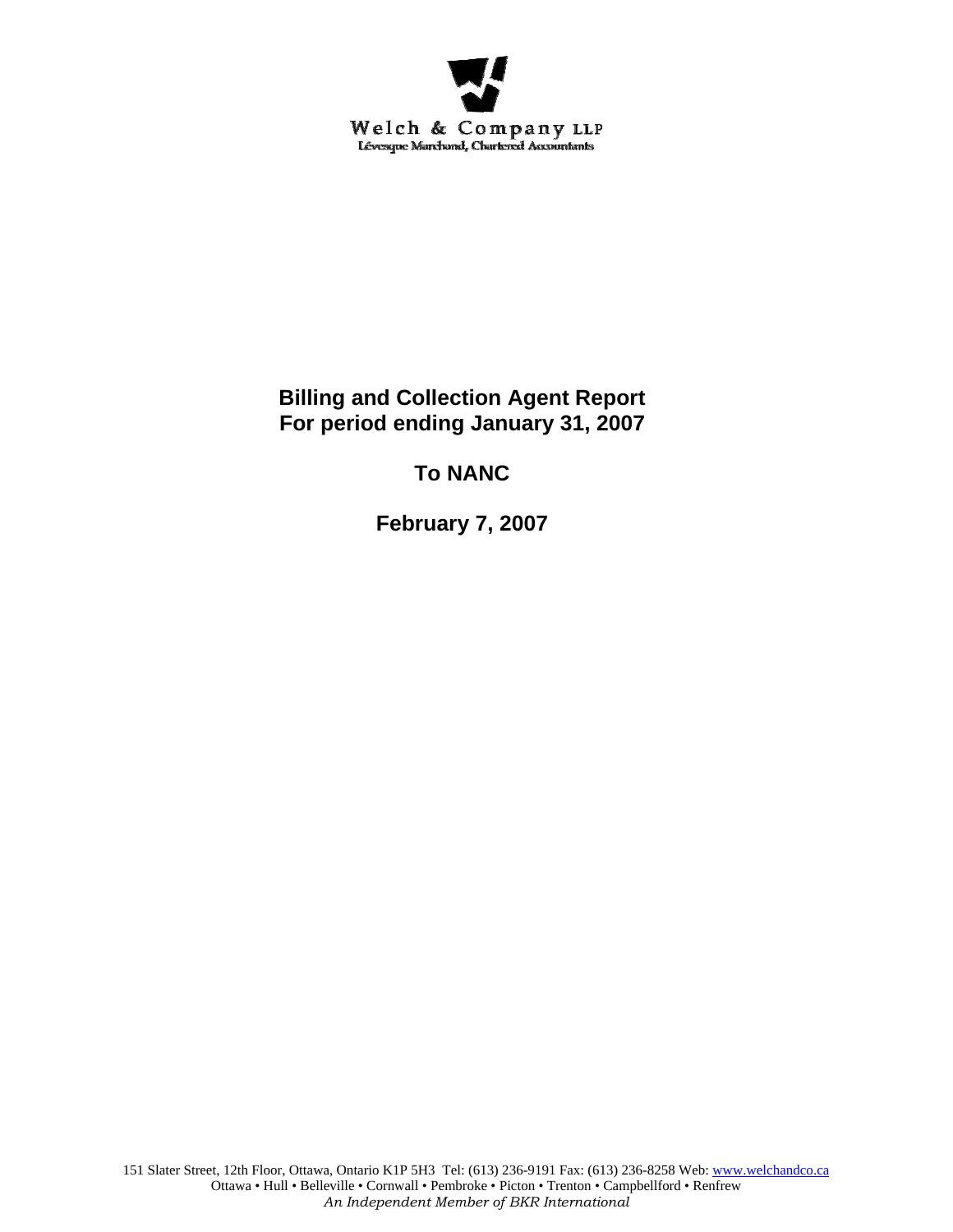Welch & Company LLP
Lévesque Marchand, Chartered Accountants

# Billing and Collection Agent Report
# For period ending January 31, 2007

## To NANC

## February 7, 2007

151 Slater Street, 12th Floor, Ottawa, Ontario K1P 5H3 Tel: (613) 236-9191 Fax: (613) 236-8258 Web: www.welchandco.ca
Ottawa • Hull • Belleville • Cornwall • Pembroke • Picton • Trenton • Campbellford • Renfrew
*An Independent Member of BKR International*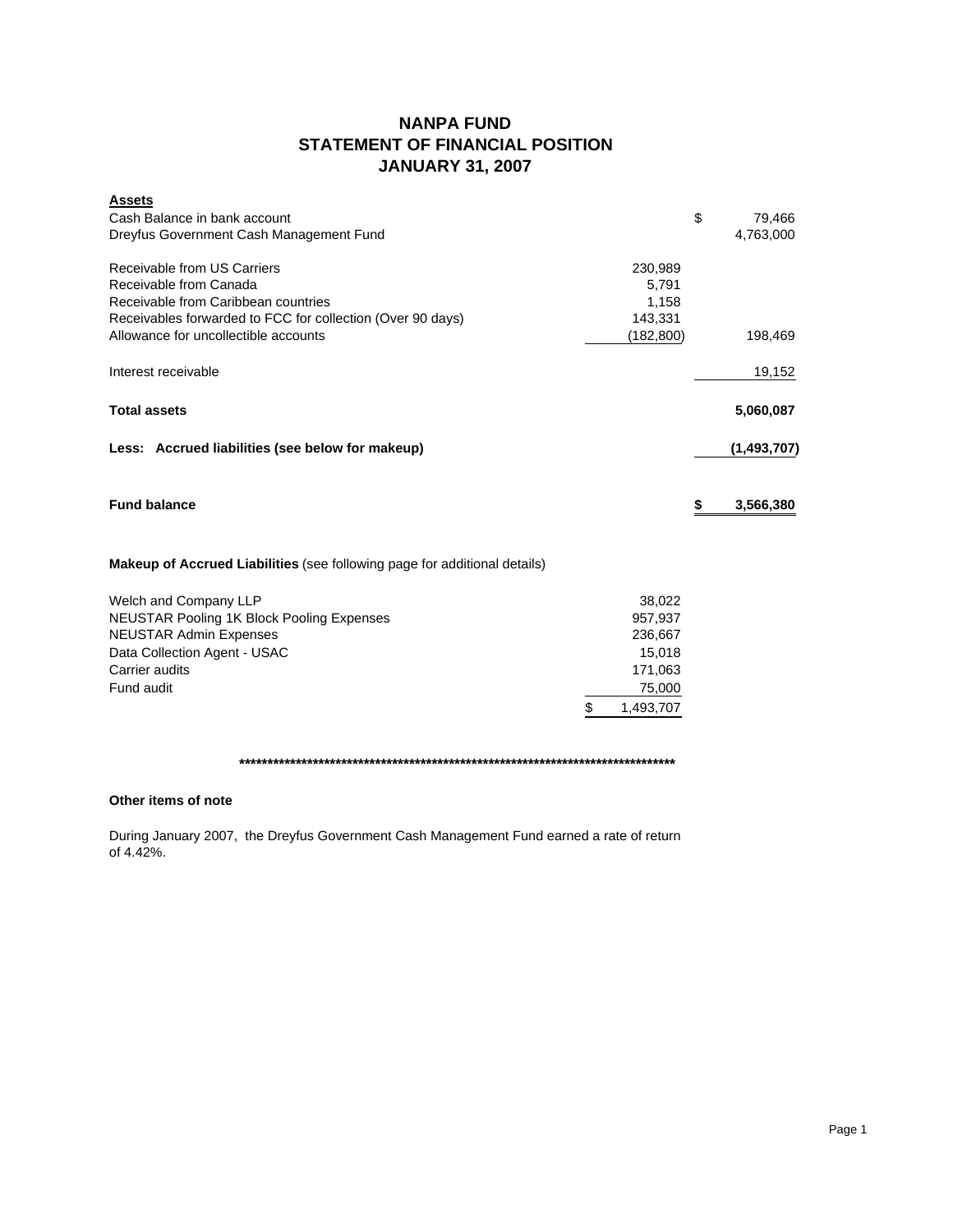# NANPA FUND
## STATEMENT OF FINANCIAL POSITION
## JANUARY 31, 2007

| **Assets** | | |
|---|---|---|
| Cash Balance in bank account | | $ 79,466 |
| Dreyfus Government Cash Management Fund | | 4,763,000 |
| | | |
| Receivable from US Carriers | 230,989 | |
| Receivable from Canada | 5,791 | |
| Receivable from Caribbean countries | 1,158 | |
| Receivables forwarded to FCC for collection (Over 90 days) | 143,331 | |
| Allowance for uncollectible accounts | (182,800) | 198,469 |
| | | |
| Interest receivable | | 19,152 |
| | | |
| **Total assets** | | **5,060,087** |
| | | |
| **Less: Accrued liabilities (see below for makeup)** | | **(1,493,707)** |
| | | |
| **Fund balance** | | **$ 3,566,380** |

**Makeup of Accrued Liabilities** (see following page for additional details)

| | |
|---|---|
| Welch and Company LLP | 38,022 |
| NEUSTAR Pooling 1K Block Pooling Expenses | 957,937 |
| NEUSTAR Admin Expenses | 236,667 |
| Data Collection Agent - USAC | 15,018 |
| Carrier audits | 171,063 |
| Fund audit | 75,000 |
| | $ 1,493,707 |

************************************************************************************

**Other items of note**

During January 2007, the Dreyfus Government Cash Management Fund earned a rate of return of 4.42%.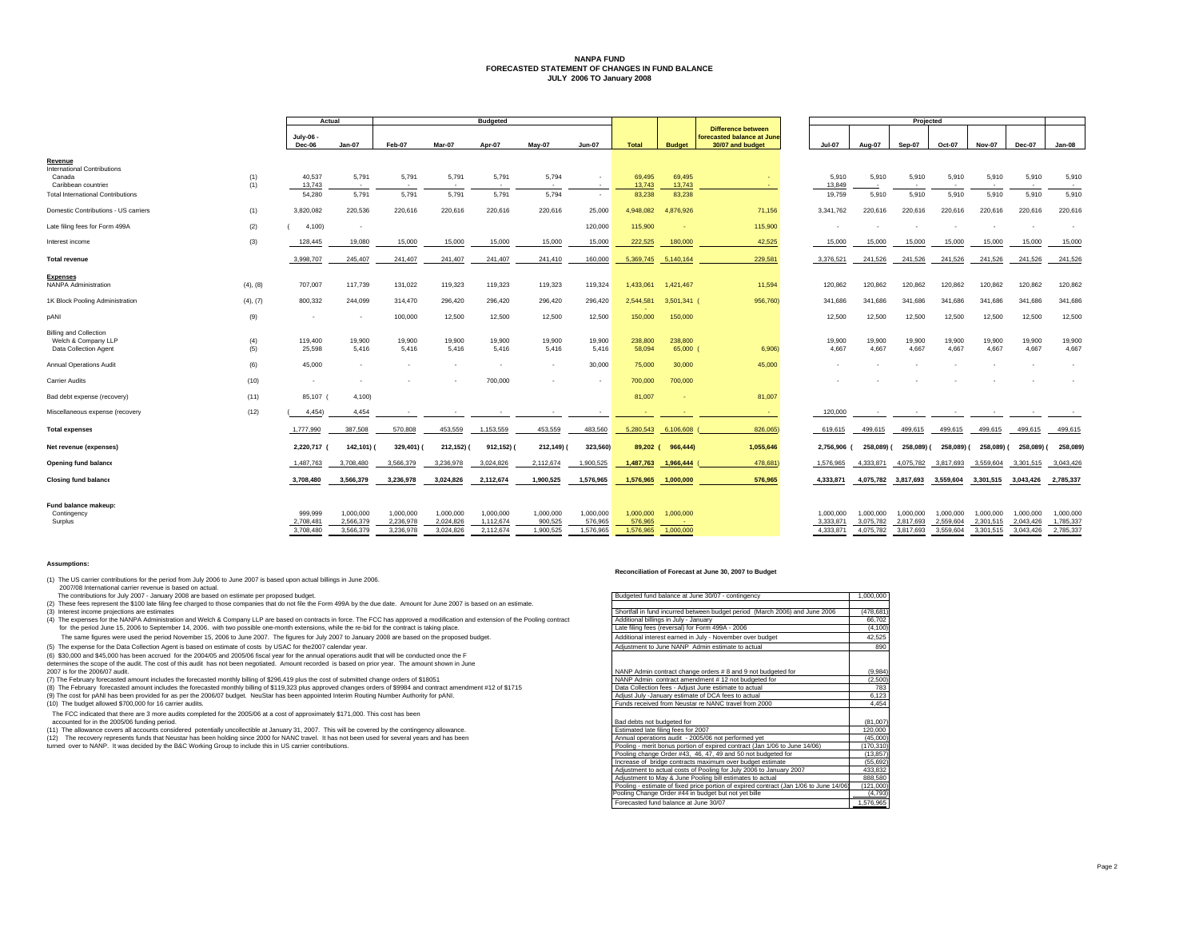# NANPA FUND
## FORECASTED STATEMENT OF CHANGES IN FUND BALANCE
### JULY 2006 TO January 2008

| | | Actual | | Budgeted | | | | | | | Difference between forecasted balance at June 30/07 and budget | Projected | | | | | | |
|---|---|---|---|---|---|---|---|---|---|---|---|---|---|---|---|---|---|---|
| | | July-06 - Dec-06 | Jan-07 | Feb-07 | Mar-07 | Apr-07 | May-07 | Jun-07 | Total | Budget | | Jul-07 | Aug-07 | Sep-07 | Oct-07 | Nov-07 | Dec-07 | Jan-08 |
| **Revenue** | | | | | | | | | | | | | | | | | | |
| International Contributions | | | | | | | | | | | | | | | | | | |
| Canada | (1) | 40,537 | 5,791 | 5,791 | 5,791 | 5,791 | 5,794 | - | 69,495 | 69,495 | - | 5,910 | 5,910 | 5,910 | 5,910 | 5,910 | 5,910 | 5,910 |
| Caribbean countries | (1) | 13,743 | - | - | - | - | - | - | 13,743 | 13,743 | - | 13,849 | - | - | - | - | - | - |
| Total International Contributions | | 54,280 | 5,791 | 5,791 | 5,791 | 5,791 | 5,794 | - | 83,238 | 83,238 | | 19,759 | 5,910 | 5,910 | 5,910 | 5,910 | 5,910 | 5,910 |
| Domestic Contributions - US carriers | (1) | 3,820,082 | 220,536 | 220,616 | 220,616 | 220,616 | 220,616 | 25,000 | 4,948,082 | 4,876,926 | 71,156 | 3,341,762 | 220,616 | 220,616 | 220,616 | 220,616 | 220,616 | 220,616 |
| Late filing fees for Form 499A | (2) | (4,100) | - | | | | | 120,000 | 115,900 | - | 115,900 | - | - | - | - | - | - | - |
| Interest income | (3) | 128,445 | 19,080 | 15,000 | 15,000 | 15,000 | 15,000 | 15,000 | 222,525 | 180,000 | 42,525 | 15,000 | 15,000 | 15,000 | 15,000 | 15,000 | 15,000 | 15,000 |
| **Total revenue** | | 3,998,707 | 245,407 | 241,407 | 241,407 | 241,407 | 241,410 | 160,000 | 5,369,745 | 5,140,164 | 229,581 | 3,376,521 | 241,526 | 241,526 | 241,526 | 241,526 | 241,526 | 241,526 |
| **Expenses** | | | | | | | | | | | | | | | | | | |
| NANPA Administration | (4), (8) | 707,007 | 117,739 | 131,022 | 119,323 | 119,323 | 119,323 | 119,324 | 1,433,061 | 1,421,467 | 11,594 | 120,862 | 120,862 | 120,862 | 120,862 | 120,862 | 120,862 | 120,862 |
| 1K Block Pooling Administration | (4), (7) | 800,332 | 244,099 | 314,470 | 296,420 | 296,420 | 296,420 | 296,420 | 2,544,581 | 3,501,341 | (956,760) | 341,686 | 341,686 | 341,686 | 341,686 | 341,686 | 341,686 | 341,686 |
| pANI | (9) | - | - | 100,000 | 12,500 | 12,500 | 12,500 | 12,500 | 150,000 | 150,000 | | 12,500 | 12,500 | 12,500 | 12,500 | 12,500 | 12,500 | 12,500 |
| Billing and Collection | | | | | | | | | | | | | | | | | | |
| Welch & Company LLP | (4) | 119,400 | 19,900 | 19,900 | 19,900 | 19,900 | 19,900 | 19,900 | 238,800 | 238,800 | | 19,900 | 19,900 | 19,900 | 19,900 | 19,900 | 19,900 | 19,900 |
| Data Collection Agent | (5) | 25,598 | 5,416 | 5,416 | 5,416 | 5,416 | 5,416 | 5,416 | 58,094 | 65,000 | (6,906) | 4,667 | 4,667 | 4,667 | 4,667 | 4,667 | 4,667 | 4,667 |
| Annual Operations Audit | (6) | 45,000 | - | - | - | - | - | 30,000 | 75,000 | 30,000 | 45,000 | - | - | - | - | - | - | - |
| Carrier Audits | (10) | - | - | - | - | 700,000 | - | - | 700,000 | 700,000 | | - | - | - | - | - | - | - |
| Bad debt expense (recovery) | (11) | 85,107 | (4,100) | | | | | | 81,007 | - | 81,007 | | | | | | | |
| Miscellaneous expense (recovery) | (12) | (4,454) | 4,454 | - | - | - | - | - | - | - | - | 120,000 | - | - | - | - | - | - |
| **Total expenses** | | 1,777,990 | 387,508 | 570,808 | 453,559 | 1,153,559 | 453,559 | 483,560 | 5,280,543 | 6,106,608 | (826,065) | 619,615 | 499,615 | 499,615 | 499,615 | 499,615 | 499,615 | 499,615 |
| **Net revenue (expenses)** | | 2,220,717 | (142,101) | (329,401) | (212,152) | (912,152) | (212,149) | (323,560) | 89,202 | (966,444) | 1,055,646 | 2,756,906 | (258,089) | (258,089) | (258,089) | (258,089) | (258,089) | (258,089) |
| **Opening fund balance** | | 1,487,763 | 3,708,480 | 3,566,379 | 3,236,978 | 3,024,826 | 2,112,674 | 1,900,525 | 1,487,763 | 1,966,444 | (478,681) | 1,576,965 | 4,333,871 | 4,075,782 | 3,817,693 | 3,559,604 | 3,301,515 | 3,043,426 |
| **Closing fund balance** | | 3,708,480 | 3,566,379 | 3,236,978 | 3,024,826 | 2,112,674 | 1,900,525 | 1,576,965 | 1,576,965 | 1,000,000 | 576,965 | 4,333,871 | 4,075,782 | 3,817,693 | 3,559,604 | 3,301,515 | 3,043,426 | 2,785,337 |
| **Fund balance makeup:** | | | | | | | | | | | | | | | | | | |
| Contingency | | 999,999 | 1,000,000 | 1,000,000 | 1,000,000 | 1,000,000 | 1,000,000 | 1,000,000 | 1,000,000 | 1,000,000 | | 1,000,000 | 1,000,000 | 1,000,000 | 1,000,000 | 1,000,000 | 1,000,000 | 1,000,000 |
| Surplus | | 2,708,481 | 2,566,379 | 2,236,978 | 2,024,826 | 1,112,674 | 900,525 | 576,965 | 576,965 | - | | 3,333,871 | 3,075,782 | 2,817,693 | 2,559,604 | 2,301,515 | 2,043,426 | 1,785,337 |
| | | 3,708,480 | 3,566,379 | 3,236,978 | 3,024,826 | 2,112,674 | 1,900,525 | 1,576,965 | 1,576,965 | 1,000,000 | | 4,333,871 | 4,075,782 | 3,817,693 | 3,559,604 | 3,301,515 | 3,043,426 | 2,785,337 |

**Assumptions:**

(1) The US carrier contributions for the period from July 2006 to June 2007 is based upon actual billings in June 2006.
2007/08 International carrier revenue is based on actual.
The contributions for July 2007 - January 2008 are based on estimate per proposed budget.

(2) These fees represent the $100 late filing fee charged to those companies that do not file the Form 499A by the due date. Amount for June 2007 is based on an estimate.

(3) Interest income projections are estimates

(4) The expenses for the NANPA Administration and Welch & Company LLP are based on contracts in force. The FCC has approved a modification and extension of the Pooling contract for the period June 15, 2006 to September 14, 2006. with two possible one-month extensions, while the re-bid for the contract is taking place.
The same figures were used the period November 15, 2006 to June 2007. The figures for July 2007 to January 2008 are based on the proposed budget.

(5) The expense for the Data Collection Agent is based on estimate of costs by USAC for the2007 calendar year.

(6) $30,000 and $45,000 has been accrued for the 2004/05 and 2005/06 fiscal year for the annual operations audit that will be conducted once the F determines the scope of the audit. The cost of this audit has not been negotiated. Amount recorded is based on prior year. The amount shown in June 2007 is for the 2006/07 audit.

(7) The February forecasted amount includes the forecasted monthly billing of $296,419 plus the cost of submitted change orders of $18051

(8) The February forecasted amount includes the forecasted monthly billing of $119,323 plus approved changes orders of $9984 and contract amendment #12 of $1715

(9) The cost for pANI has been provided for as per the 2006/07 budget. NeuStar has been appointed Interim Routing Number Authority for pANI.

(10) The budget allowed $700,000 for 16 carrier audits.
The FCC indicated that there are 3 more audits completed for the 2005/06 at a cost of approximately $171,000. This cost has been accounted for in the 2005/06 funding period.

(11) The allowance covers all accounts considered potentially uncollectible at January 31, 2007. This will be covered by the contingency allowance.

(12) The recovery represents funds that Neustar has been holding since 2000 for NANC travel. It has not been used for several years and has been turned over to NANP. It was decided by the B&C Working Group to include this in US carrier contributions.

**Reconciliation of Forecast at June 30, 2007 to Budget**

| | |
|---|---|
| Budgeted fund balance at June 30/07 - contingency | 1,000,000 |
| Shortfall in fund incurred between budget period (March 2006) and June 2006 | (478,681) |
| Additional billings in July - January | 66,702 |
| Late filing fees (reversal) for Form 499A - 2006 | (4,100) |
| Additional interest earned in July - November over budget | 42,525 |
| Adjustment to June NANP Admin estimate to actual | 890 |
| NANP Admin contract change orders # 8 and 9 not budgeted for | (9,984) |
| NANP Admin contract amendment # 12 not budgeted for | (2,500) |
| Data Collection fees - Adjust June estimate to actual | 783 |
| Adjust July -January estimate of DCA fees to actual | 6,123 |
| Funds received from Neustar re NANC travel from 2000 | 4,454 |
| Bad debts not budgeted for | (81,007) |
| Estimated late filing fees for 2007 | 120,000 |
| Annual operations audit - 2005/06 not performed yet | (45,000) |
| Pooling - merit bonus portion of expired contract (Jan 1/06 to June 14/06) | (170,310) |
| Pooling change Order #43, 46, 47, 49 and 50 not budgeted for | (13,857) |
| Increase of bridge contracts maximum over budget estimate | (55,692) |
| Adjustment to actual costs of Pooling for July 2006 to January 2007 | 433,832 |
| Adjustment to May & June Pooling bill estimates to actual | 888,580 |
| Pooling - estimate of fixed price portion of expired contract (Jan 1/06 to June 14/06) | (121,000) |
| Pooling Change Order #44 in budget but not yet bille | (4,793) |
| Forecasted fund balance at June 30/07 | 1,576,965 |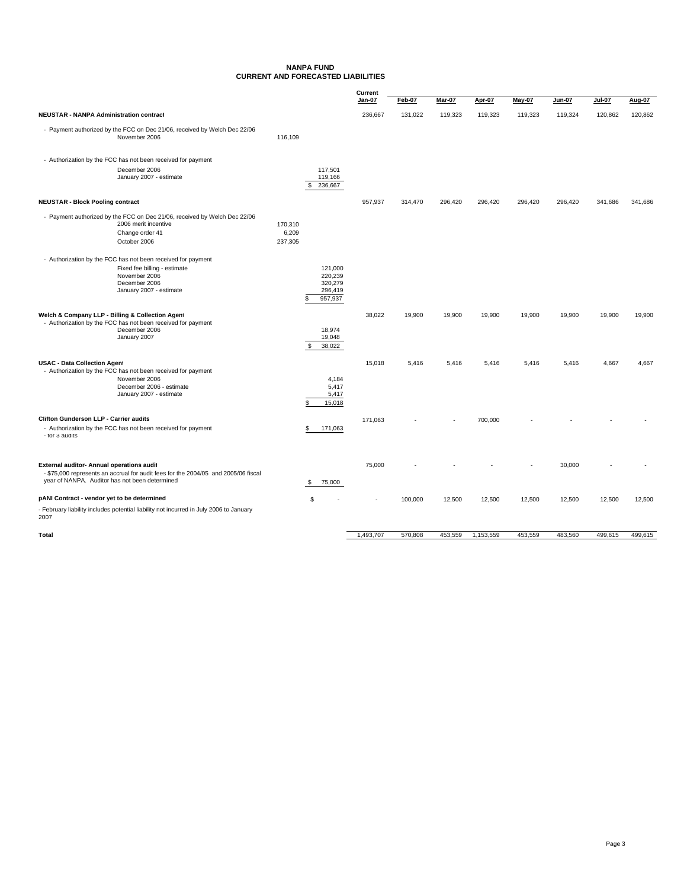# NANPA FUND
## CURRENT AND FORECASTED LIABILITIES

| | | | Current Jan-07 | Feb-07 | Mar-07 | Apr-07 | May-07 | Jun-07 | Jul-07 | Aug-07 |
|---|---|---|---|---|---|---|---|---|---|---|
| **NEUSTAR - NANPA Administration contract** | | | 236,667 | 131,022 | 119,323 | 119,323 | 119,323 | 119,324 | 120,862 | 120,862 |
| - Payment authorized by the FCC on Dec 21/06, received by Welch Dec 22/06 | | | | | | | | | | |
| November 2006 | 116,109 | | | | | | | | | |
| - Authorization by the FCC has not been received for payment | | | | | | | | | | |
| December 2006 | | 117,501 | | | | | | | | |
| January 2007 - estimate | | 119,166 | | | | | | | | |
| | | $ 236,667 | | | | | | | | |
| **NEUSTAR - Block Pooling contract** | | | 957,937 | 314,470 | 296,420 | 296,420 | 296,420 | 296,420 | 341,686 | 341,686 |
| - Payment authorized by the FCC on Dec 21/06, received by Welch Dec 22/06 | | | | | | | | | | |
| 2006 merit incentive | 170,310 | | | | | | | | | |
| Change order 41 | 6,209 | | | | | | | | | |
| October 2006 | 237,305 | | | | | | | | | |
| - Authorization by the FCC has not been received for payment | | | | | | | | | | |
| Fixed fee billing - estimate | | 121,000 | | | | | | | | |
| November 2006 | | 220,239 | | | | | | | | |
| December 2006 | | 320,279 | | | | | | | | |
| January 2007 - estimate | | 296,419 | | | | | | | | |
| | | $ 957,937 | | | | | | | | |
| **Welch & Company LLP - Billing & Collection Agent** | | | 38,022 | 19,900 | 19,900 | 19,900 | 19,900 | 19,900 | 19,900 | 19,900 |
| - Authorization by the FCC has not been received for payment | | | | | | | | | | |
| December 2006 | | 18,974 | | | | | | | | |
| January 2007 | | 19,048 | | | | | | | | |
| | | $ 38,022 | | | | | | | | |
| **USAC - Data Collection Agent** | | | 15,018 | 5,416 | 5,416 | 5,416 | 5,416 | 5,416 | 4,667 | 4,667 |
| - Authorization by the FCC has not been received for payment | | | | | | | | | | |
| November 2006 | | 4,184 | | | | | | | | |
| December 2006 - estimate | | 5,417 | | | | | | | | |
| January 2007 - estimate | | 5,417 | | | | | | | | |
| | | $ 15,018 | | | | | | | | |
| **Clifton Gunderson LLP - Carrier audits** | | | 171,063 | - | - | 700,000 | - | - | - | - |
| - Authorization by the FCC has not been received for payment - for 3 audits | | $ 171,063 | | | | | | | | |
| **External auditor- Annual operations audit** | | | 75,000 | - | - | - | - | 30,000 | - | - |
| - $75,000 represents an accrual for audit fees for the 2004/05 and 2005/06 fiscal year of NANPA. Auditor has not been determined | | $ 75,000 | | | | | | | | |
| **pANI Contract - vendor yet to be determined** | | $ - | - | 100,000 | 12,500 | 12,500 | 12,500 | 12,500 | 12,500 | 12,500 |
| - February liability includes potential liability not incurred in July 2006 to January 2007 | | | | | | | | | | |
| **Total** | | | 1,493,707 | 570,808 | 453,559 | 1,153,559 | 453,559 | 483,560 | 499,615 | 499,615 |